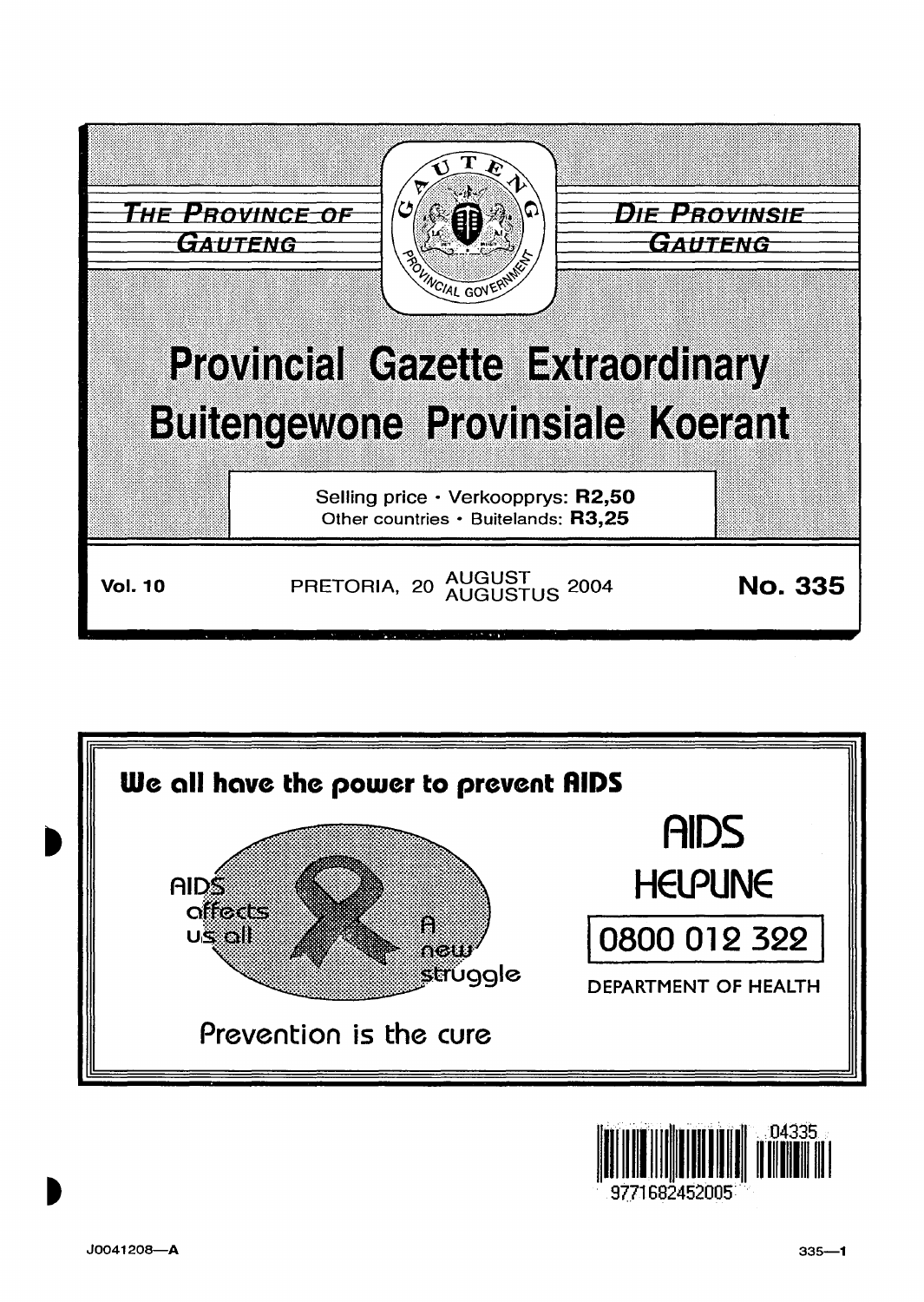THE PROVINCE OF GAUTENG

DIE PROVINSIE GAUTENG

# Provincial Gazette Extraordinary
# Buitengewone Provinsiale Koerant

Selling price · Verkoopprys: **R2,50**
Other countries · Buitelands: **R3,25**

**Vol. 10** PRETORIA, 20 AUGUST AUGUSTUS 2004 **No. 335**

**We all have the power to prevent AIDS**

AIDS affects us all

A new struggle

Prevention is the cure

AIDS HELPLINE

0800 012 322

DEPARTMENT OF HEALTH

J0041208—A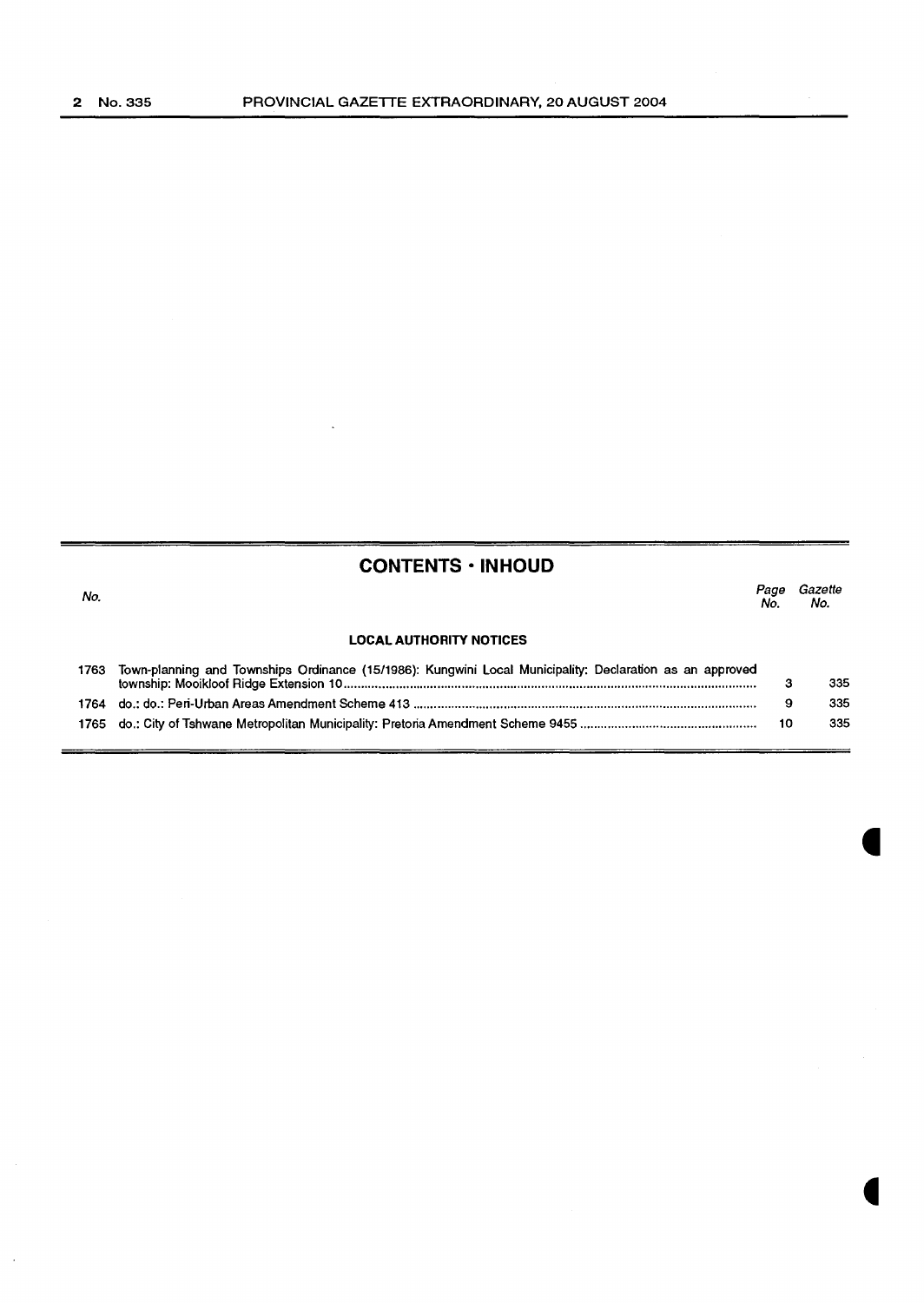## CONTENTS · INHOUD

| No. | | Page No. | Gazette No. |
|---|---|---|---|
| | **LOCAL AUTHORITY NOTICES** | | |
| 1763 | Town-planning and Townships Ordinance (15/1986): Kungwini Local Municipality: Declaration as an approved township: Mooikloof Ridge Extension 10 | 3 | 335 |
| 1764 | do.: do.: Peri-Urban Areas Amendment Scheme 413 | 9 | 335 |
| 1765 | do.: City of Tshwane Metropolitan Municipality: Pretoria Amendment Scheme 9455 | 10 | 335 |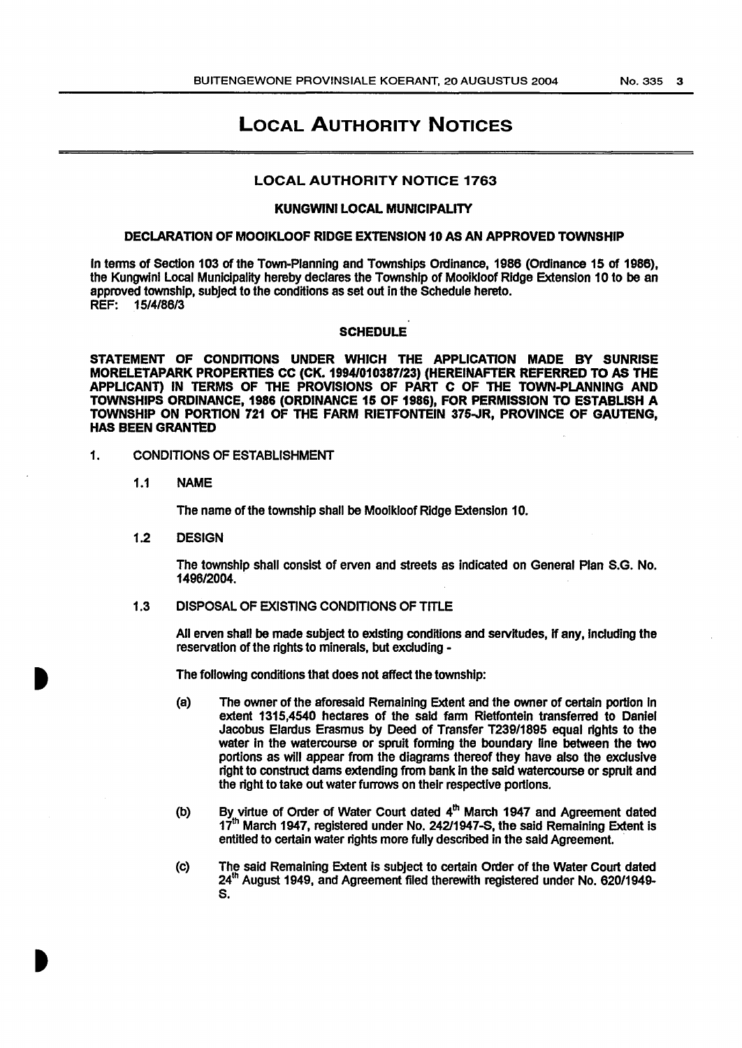# LOCAL AUTHORITY NOTICES

## LOCAL AUTHORITY NOTICE 1763

### KUNGWINI LOCAL MUNICIPALITY

### DECLARATION OF MOOIKLOOF RIDGE EXTENSION 10 AS AN APPROVED TOWNSHIP

In terms of Section 103 of the Town-Planning and Townships Ordinance, 1986 (Ordinance 15 of 1986), the Kungwini Local Municipality hereby declares the Township of Mooikloof Ridge Extension 10 to be an approved township, subject to the conditions as set out in the Schedule hereto.
REF: 15/4/86/3

### SCHEDULE

**STATEMENT OF CONDITIONS UNDER WHICH THE APPLICATION MADE BY SUNRISE MORELETAPARK PROPERTIES CC (CK. 1994/010387/23) (HEREINAFTER REFERRED TO AS THE APPLICANT) IN TERMS OF THE PROVISIONS OF PART C OF THE TOWN-PLANNING AND TOWNSHIPS ORDINANCE, 1986 (ORDINANCE 15 OF 1986), FOR PERMISSION TO ESTABLISH A TOWNSHIP ON PORTION 721 OF THE FARM RIETFONTEIN 375-JR, PROVINCE OF GAUTENG, HAS BEEN GRANTED**

1. CONDITIONS OF ESTABLISHMENT

 1.1 NAME

 The name of the township shall be Mooikloof Ridge Extension 10.

 1.2 DESIGN

 The township shall consist of erven and streets as indicated on General Plan S.G. No. 1496/2004.

 1.3 DISPOSAL OF EXISTING CONDITIONS OF TITLE

 All erven shall be made subject to existing conditions and servitudes, if any, including the reservation of the rights to minerals, but excluding -

 The following conditions that does not affect the township:

 (a) The owner of the aforesaid Remaining Extent and the owner of certain portion in extent 1315,4540 hectares of the said farm Rietfontein transferred to Daniel Jacobus Elardus Erasmus by Deed of Transfer T239/1895 equal rights to the water in the watercourse or spruit forming the boundary line between the two portions as will appear from the diagrams thereof they have also the exclusive right to construct dams extending from bank in the said watercourse or spruit and the right to take out water furrows on their respective portions.

 (b) By virtue of Order of Water Court dated 4th March 1947 and Agreement dated 17th March 1947, registered under No. 242/1947-S, the said Remaining Extent is entitled to certain water rights more fully described in the said Agreement.

 (c) The said Remaining Extent is subject to certain Order of the Water Court dated 24th August 1949, and Agreement filed therewith registered under No. 620/1949-S.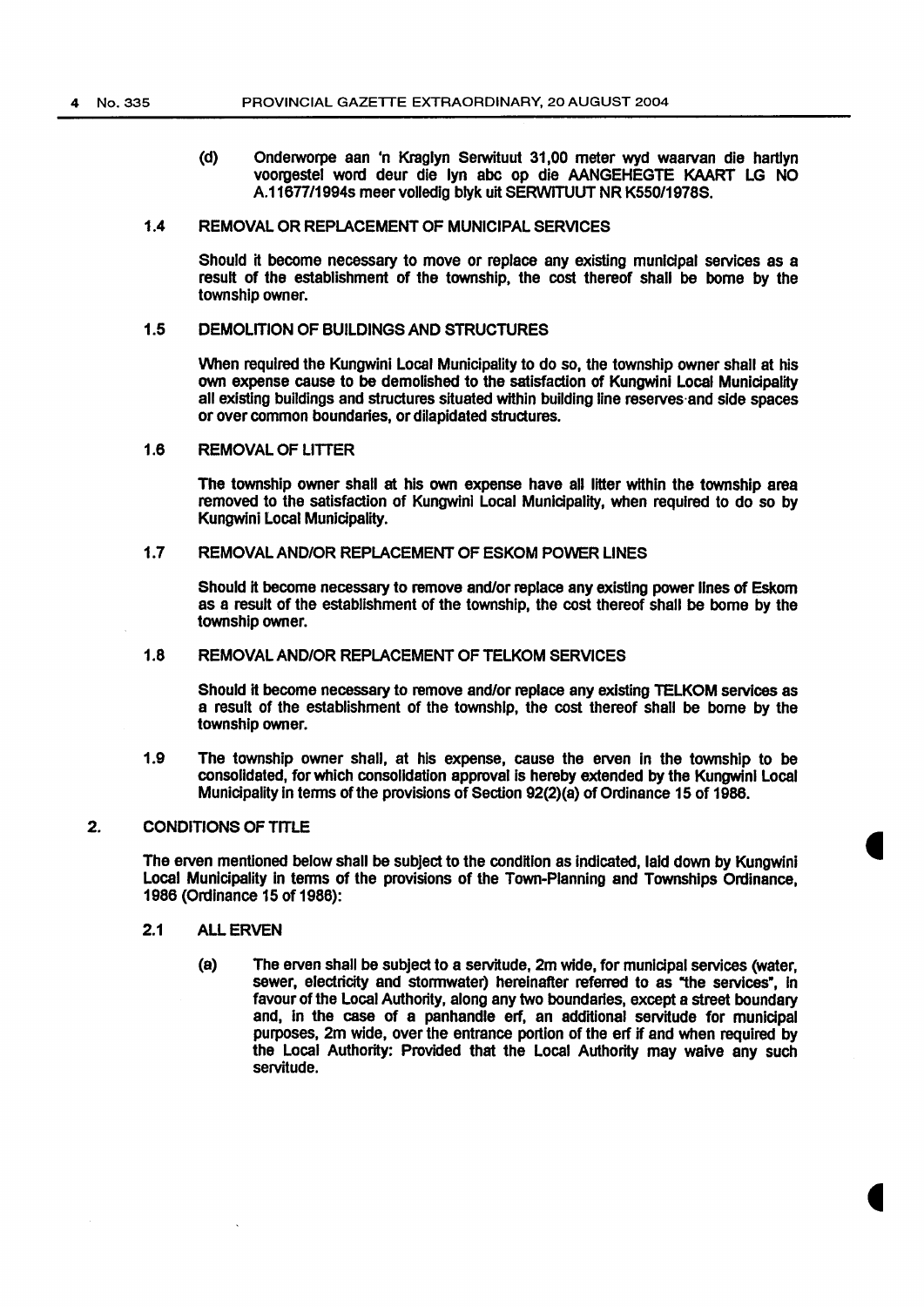(d) Onderworpe aan 'n Kraglyn Serwituut 31,00 meter wyd waarvan die hartlyn voorgestel word deur die lyn abc op die AANGEHEGTE KAART LG NO A.11677/1994s meer volledig blyk uit SERWITUUT NR K550/1978S.

### 1.4 REMOVAL OR REPLACEMENT OF MUNICIPAL SERVICES

Should it become necessary to move or replace any existing municipal services as a result of the establishment of the township, the cost thereof shall be borne by the township owner.

### 1.5 DEMOLITION OF BUILDINGS AND STRUCTURES

When required the Kungwini Local Municipality to do so, the township owner shall at his own expense cause to be demolished to the satisfaction of Kungwini Local Municipality all existing buildings and structures situated within building line reserves and side spaces or over common boundaries, or dilapidated structures.

### 1.6 REMOVAL OF LITTER

The township owner shall at his own expense have all litter within the township area removed to the satisfaction of Kungwini Local Municipality, when required to do so by Kungwini Local Municipality.

### 1.7 REMOVAL AND/OR REPLACEMENT OF ESKOM POWER LINES

Should it become necessary to remove and/or replace any existing power lines of Eskom as a result of the establishment of the township, the cost thereof shall be borne by the township owner.

### 1.8 REMOVAL AND/OR REPLACEMENT OF TELKOM SERVICES

Should it become necessary to remove and/or replace any existing TELKOM services as a result of the establishment of the township, the cost thereof shall be borne by the township owner.

1.9 The township owner shall, at his expense, cause the erven in the township to be consolidated, for which consolidation approval is hereby extended by the Kungwini Local Municipality in terms of the provisions of Section 92(2)(a) of Ordinance 15 of 1986.

## 2. CONDITIONS OF TITLE

The erven mentioned below shall be subject to the condition as indicated, laid down by Kungwini Local Municipality in terms of the provisions of the Town-Planning and Townships Ordinance, 1986 (Ordinance 15 of 1986):

### 2.1 ALL ERVEN

(a) The erven shall be subject to a servitude, 2m wide, for municipal services (water, sewer, electricity and stormwater) hereinafter referred to as "the services", in favour of the Local Authority, along any two boundaries, except a street boundary and, in the case of a panhandle erf, an additional servitude for municipal purposes, 2m wide, over the entrance portion of the erf if and when required by the Local Authority: Provided that the Local Authority may waive any such servitude.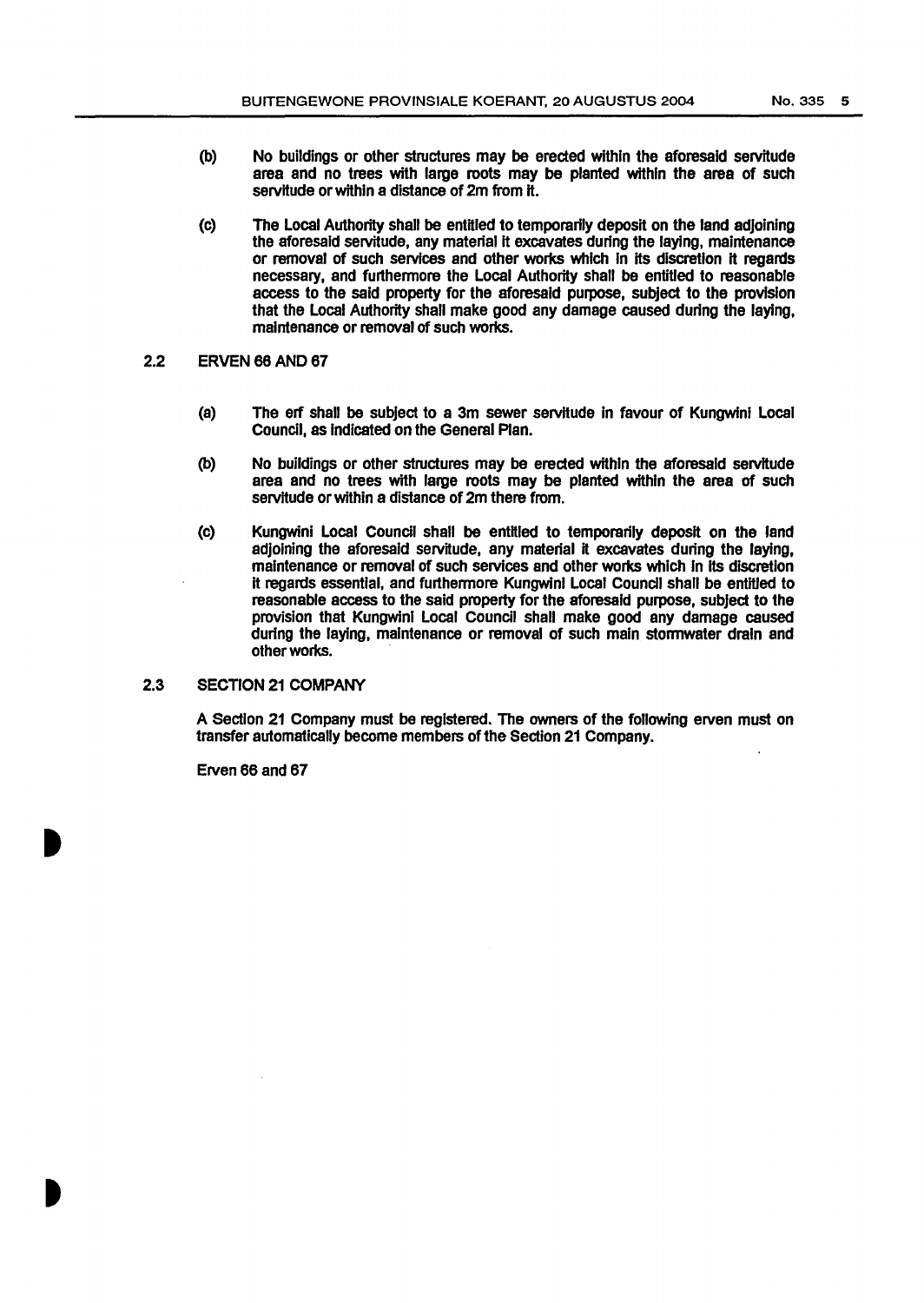(b) No buildings or other structures may be erected within the aforesaid servitude area and no trees with large roots may be planted within the area of such servitude or within a distance of 2m from it.

(c) The Local Authority shall be entitled to temporarily deposit on the land adjoining the aforesaid servitude, any material it excavates during the laying, maintenance or removal of such services and other works which in its discretion it regards necessary, and furthermore the Local Authority shall be entitled to reasonable access to the said property for the aforesaid purpose, subject to the provision that the Local Authority shall make good any damage caused during the laying, maintenance or removal of such works.

## 2.2 ERVEN 66 AND 67

(a) The erf shall be subject to a 3m sewer servitude in favour of Kungwini Local Council, as indicated on the General Plan.

(b) No buildings or other structures may be erected within the aforesaid servitude area and no trees with large roots may be planted within the area of such servitude or within a distance of 2m there from.

(c) Kungwini Local Council shall be entitled to temporarily deposit on the land adjoining the aforesaid servitude, any material it excavates during the laying, maintenance or removal of such services and other works which in its discretion it regards essential, and furthermore Kungwini Local Council shall be entitled to reasonable access to the said property for the aforesaid purpose, subject to the provision that Kungwini Local Council shall make good any damage caused during the laying, maintenance or removal of such main stormwater drain and other works.

## 2.3 SECTION 21 COMPANY

A Section 21 Company must be registered. The owners of the following erven must on transfer automatically become members of the Section 21 Company.

Erven 66 and 67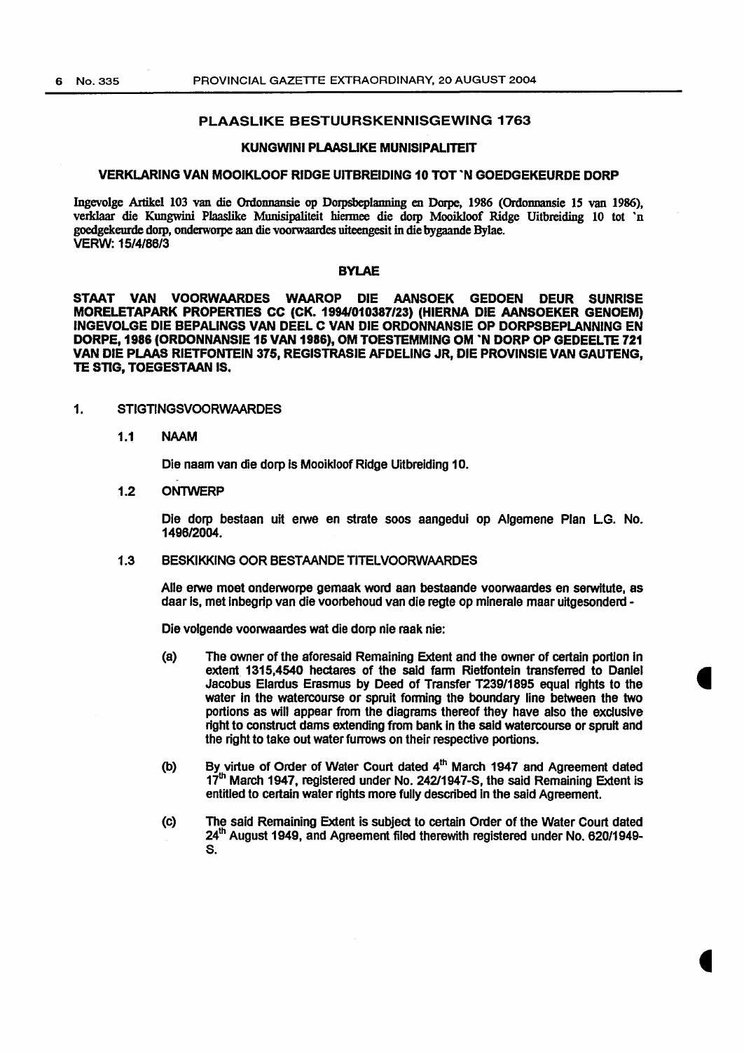## PLAASLIKE BESTUURSKENNISGEWING 1763

### KUNGWINI PLAASLIKE MUNISIPALITEIT

### VERKLARING VAN MOOIKLOOF RIDGE UITBREIDING 10 TOT 'N GOEDGEKEURDE DORP

Ingevolge Artikel 103 van die Ordonnansie op Dorpsbeplanning en Dorpe, 1986 (Ordonnansie 15 van 1986), verklaar die Kungwini Plaaslike Munisipaliteit hiermee die dorp Mooikloof Ridge Uitbreiding 10 tot 'n goedgekeurde dorp, onderworpe aan die voorwaardes uiteengesit in die bygaande Bylae.
VERW: 15/4/86/3

### BYLAE

**STAAT VAN VOORWAARDES WAAROP DIE AANSOEK GEDOEN DEUR SUNRISE MORELETAPARK PROPERTIES CC (CK. 1994/010387/23) (HIERNA DIE AANSOEKER GENOEM) INGEVOLGE DIE BEPALINGS VAN DEEL C VAN DIE ORDONNANSIE OP DORPSBEPLANNING EN DORPE, 1986 (ORDONNANSIE 15 VAN 1986), OM TOESTEMMING OM 'N DORP OP GEDEELTE 721 VAN DIE PLAAS RIETFONTEIN 375, REGISTRASIE AFDELING JR, DIE PROVINSIE VAN GAUTENG, TE STIG, TOEGESTAAN IS.**

1. STIGTINGSVOORWAARDES

 1.1 NAAM

 Die naam van die dorp is Mooikloof Ridge Uitbreiding 10.

 1.2 ONTWERP

 Die dorp bestaan uit erwe en strate soos aangedui op Algemene Plan L.G. No. 1496/2004.

 1.3 BESKIKKING OOR BESTAANDE TITELVOORWAARDES

 Alle erwe moet onderworpe gemaak word aan bestaande voorwaardes en serwitute, as daar is, met inbegrip van die voorbehoud van die regte op minerale maar uitgesonderd -

 Die volgende voorwaardes wat die dorp nie raak nie:

 (a) The owner of the aforesaid Remaining Extent and the owner of certain portion in extent 1315,4540 hectares of the said farm Rietfontein transferred to Daniel Jacobus Elardus Erasmus by Deed of Transfer T239/1895 equal rights to the water in the watercourse or spruit forming the boundary line between the two portions as will appear from the diagrams thereof they have also the exclusive right to construct dams extending from bank in the said watercourse or spruit and the right to take out water furrows on their respective portions.

 (b) By virtue of Order of Water Court dated 4th March 1947 and Agreement dated 17th March 1947, registered under No. 242/1947-S, the said Remaining Extent is entitled to certain water rights more fully described in the said Agreement.

 (c) The said Remaining Extent is subject to certain Order of the Water Court dated 24th August 1949, and Agreement filed therewith registered under No. 620/1949-S.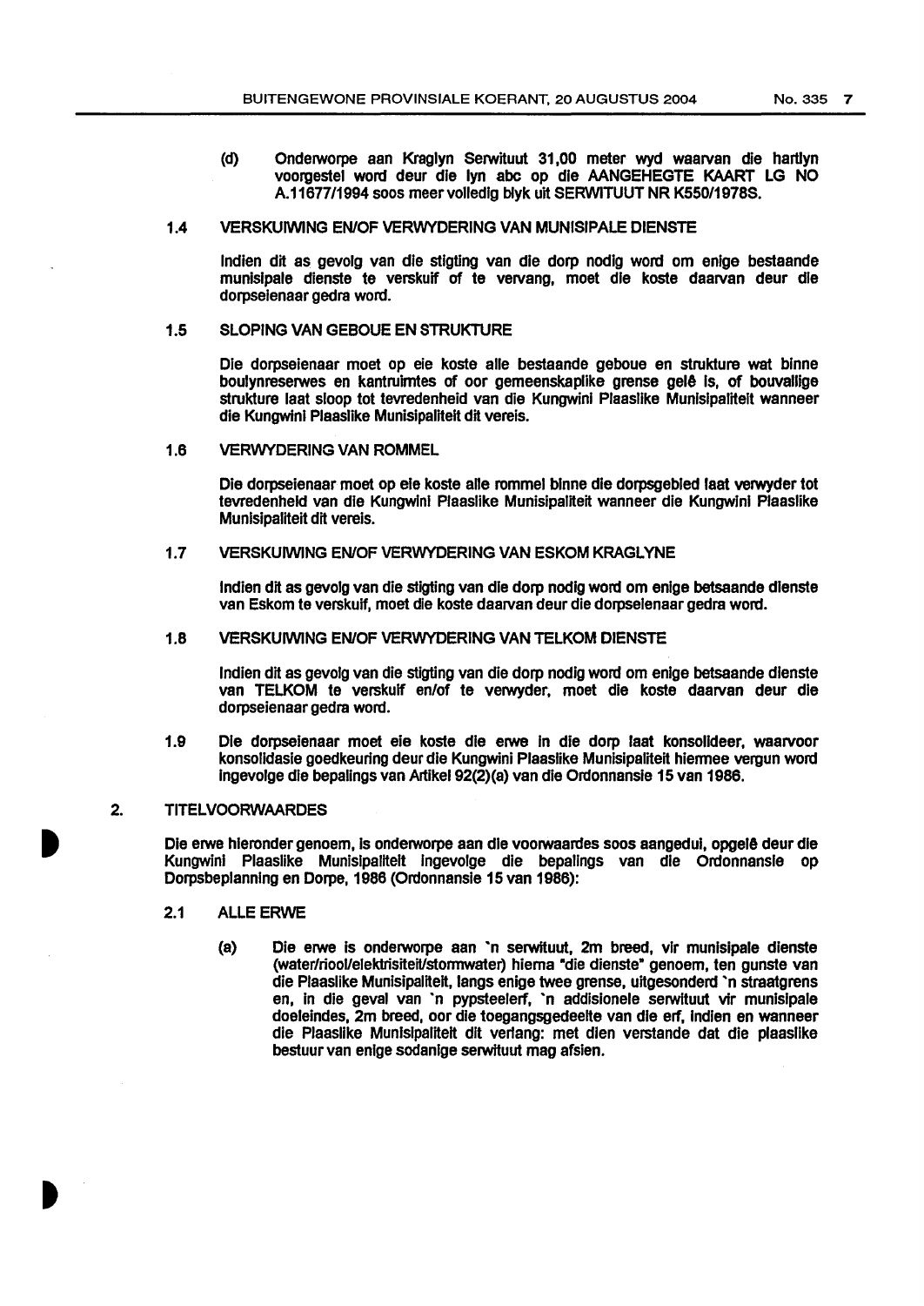(d) Onderworpe aan Kraglyn Serwituut 31,00 meter wyd waarvan die hartlyn voorgestel word deur die lyn abc op die AANGEHEGTE KAART LG NO A.11677/1994 soos meer volledig blyk uit SERWITUUT NR K550/1978S.

### 1.4 VERSKUIWING EN/OF VERWYDERING VAN MUNISIPALE DIENSTE

Indien dit as gevolg van die stigting van die dorp nodig word om enige bestaande munisipale dienste te verskuif of te vervang, moet die koste daarvan deur die dorpseienaar gedra word.

### 1.5 SLOPING VAN GEBOUE EN STRUKTURE

Die dorpseienaar moet op eie koste alle bestaande geboue en strukture wat binne boulynreserwes en kantruimtes of oor gemeenskaplike grense geleë is, of bouvallige strukture laat sloop tot tevredenheid van die Kungwini Plaaslike Munisipaliteit wanneer die Kungwini Plaaslike Munisipaliteit dit vereis.

### 1.6 VERWYDERING VAN ROMMEL

Die dorpseienaar moet op eie koste alle rommel binne die dorpsgebied laat verwyder tot tevredenheid van die Kungwini Plaaslike Munisipaliteit wanneer die Kungwini Plaaslike Munisipaliteit dit vereis.

### 1.7 VERSKUIWING EN/OF VERWYDERING VAN ESKOM KRAGLYNE

Indien dit as gevolg van die stigting van die dorp nodig word om enige betsaande dienste van Eskom te verskuif, moet die koste daarvan deur die dorpseienaar gedra word.

### 1.8 VERSKUIWING EN/OF VERWYDERING VAN TELKOM DIENSTE

Indien dit as gevolg van die stigting van die dorp nodig word om enige betsaande dienste van TELKOM te verskuif en/of te verwyder, moet die koste daarvan deur die dorpseienaar gedra word.

1.9 Die dorpseienaar moet eie koste die erwe in die dorp laat konsolideer, waarvoor konsolidasie goedkeuring deur die Kungwini Plaaslike Munisipaliteit hiermee vergun word ingevolge die bepalings van Artikel 92(2)(a) van die Ordonnansie 15 van 1986.

## 2. TITELVOORWAARDES

Die erwe hieronder genoem, is onderworpe aan die voorwaardes soos aangedui, opgelê deur die Kungwini Plaaslike Munisipaliteit ingevolge die bepalings van die Ordonnansie op Dorpsbeplanning en Dorpe, 1986 (Ordonnansie 15 van 1986):

### 2.1 ALLE ERWE

(a) Die erwe is onderworpe aan 'n serwituut, 2m breed, vir munisipale dienste (water/riool/elektrisiteit/stormwater) hierna "die dienste" genoem, ten gunste van die Plaaslike Munisipaliteit, langs enige twee grense, uitgesonderd 'n straatgrens en, in die geval van 'n pypsteelerf, 'n addisionele serwituut vir munisipale doeleindes, 2m breed, oor die toegangsgedeelte van die erf, indien en wanneer die Plaaslike Munisipaliteit dit verlang: met dien verstande dat die plaaslike bestuur van enige sodanige serwituut mag afsien.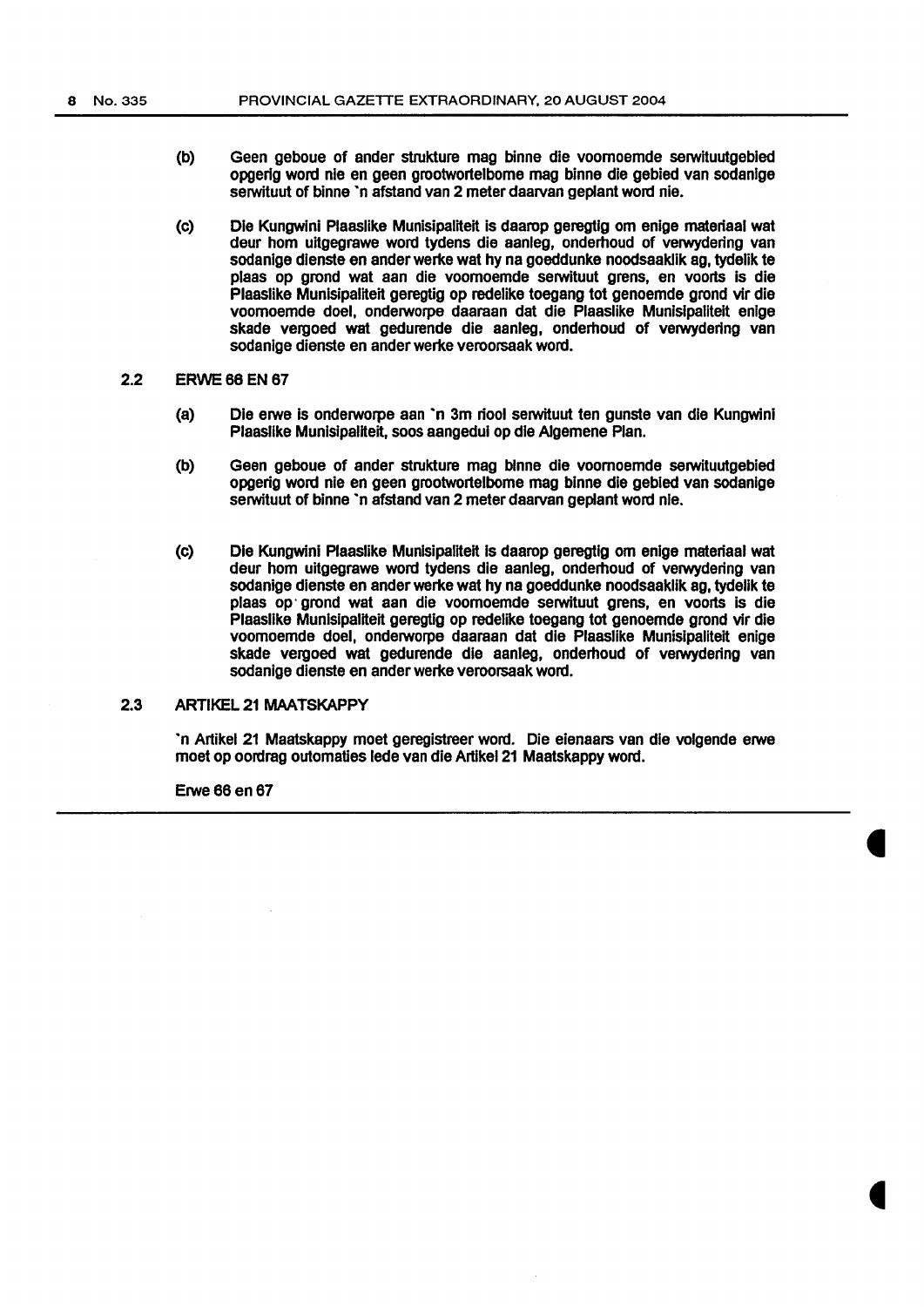(b) Geen geboue of ander strukture mag binne die voornoemde serwituutgebied opgerig word nie en geen grootwortelbome mag binne die gebied van sodanige serwituut of binne 'n afstand van 2 meter daarvan geplant word nie.

(c) Die Kungwini Plaaslike Munisipaliteit is daarop geregtig om enige materiaal wat deur hom uitgegrawe word tydens die aanleg, onderhoud of verwydering van sodanige dienste en ander werke wat hy na goeddunke noodsaaklik ag, tydelik te plaas op grond wat aan die voornoemde serwituut grens, en voorts is die Plaaslike Munisipaliteit geregtig op redelike toegang tot genoemde grond vir die voornoemde doel, onderworpe daaraan dat die Plaaslike Munisipaliteit enige skade vergoed wat gedurende die aanleg, onderhoud of verwydering van sodanige dienste en ander werke veroorsaak word.

2.2 ERWE 66 EN 67

(a) Die erwe is onderworpe aan 'n 3m riool serwituut ten gunste van die Kungwini Plaaslike Munisipaliteit, soos aangedui op die Algemene Plan.

(b) Geen geboue of ander strukture mag binne die voornoemde serwituutgebied opgerig word nie en geen grootwortelbome mag binne die gebied van sodanige serwituut of binne 'n afstand van 2 meter daarvan geplant word nie.

(c) Die Kungwini Plaaslike Munisipaliteit is daarop geregtig om enige materiaal wat deur hom uitgegrawe word tydens die aanleg, onderhoud of verwydering van sodanige dienste en ander werke wat hy na goeddunke noodsaaklik ag, tydelik te plaas op grond wat aan die voornoemde serwituut grens, en voorts is die Plaaslike Munisipaliteit geregtig op redelike toegang tot genoemde grond vir die voornoemde doel, onderworpe daaraan dat die Plaaslike Munisipaliteit enige skade vergoed wat gedurende die aanleg, onderhoud of verwydering van sodanige dienste en ander werke veroorsaak word.

2.3 ARTIKEL 21 MAATSKAPPY

'n Artikel 21 Maatskappy moet geregistreer word. Die eienaars van die volgende erwe moet op oordrag outomaties lede van die Artikel 21 Maatskappy word.

Erwe 66 en 67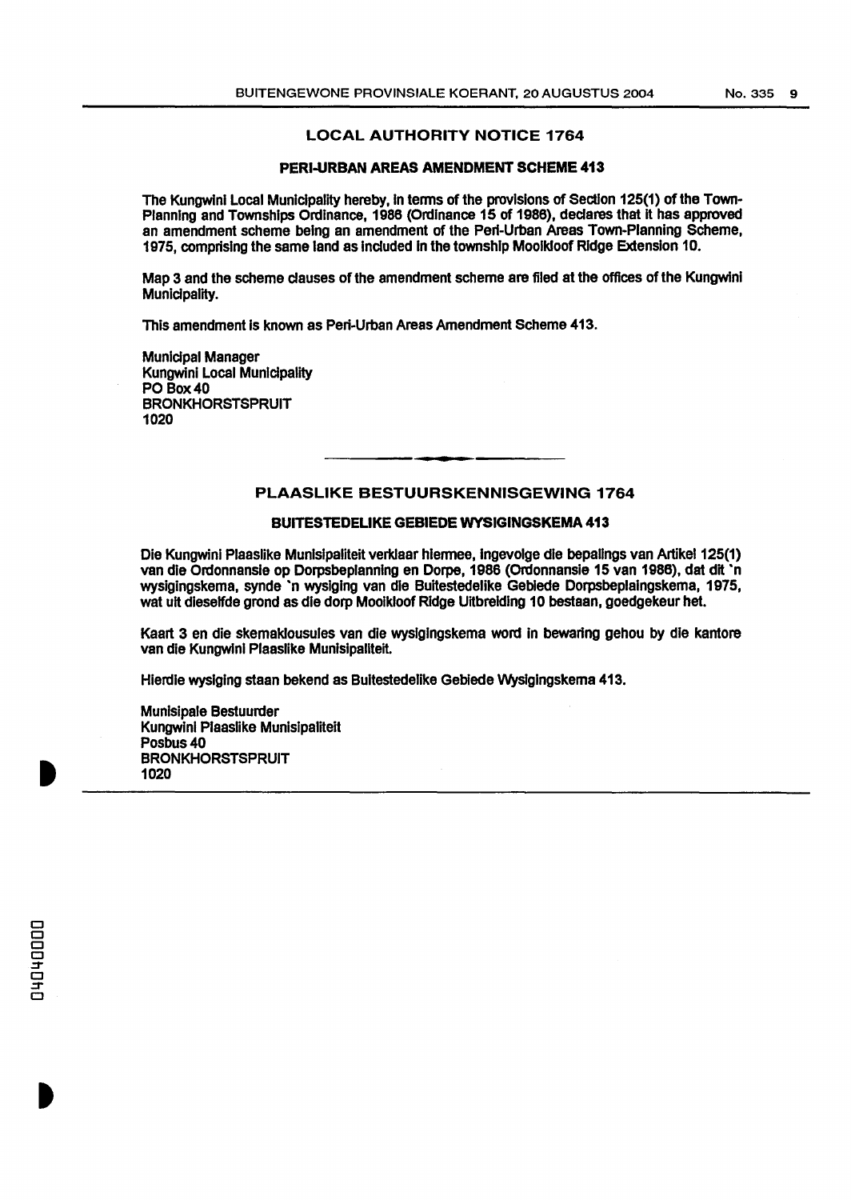## LOCAL AUTHORITY NOTICE 1764

### PERI-URBAN AREAS AMENDMENT SCHEME 413

The Kungwini Local Municipality hereby, in terms of the provisions of Section 125(1) of the Town-Planning and Townships Ordinance, 1986 (Ordinance 15 of 1986), declares that it has approved an amendment scheme being an amendment of the Peri-Urban Areas Town-Planning Scheme, 1975, comprising the same land as included in the township Mooikloof Ridge Extension 10.

Map 3 and the scheme clauses of the amendment scheme are filed at the offices of the Kungwini Municipality.

This amendment is known as Peri-Urban Areas Amendment Scheme 413.

Municipal Manager
Kungwini Local Municipality
PO Box 40
BRONKHORSTSPRUIT
1020

---

## PLAASLIKE BESTUURSKENNISGEWING 1764

### BUITESTEDELIKE GEBIEDE WYSIGINGSKEMA 413

Die Kungwini Plaaslike Munisipaliteit verklaar hiermee, ingevolge die bepalings van Artikel 125(1) van die Ordonnansie op Dorpsbeplanning en Dorpe, 1986 (Ordonnansie 15 van 1986), dat dit 'n wysigingskema, synde 'n wysiging van die Buitestedelike Gebiede Dorpsbeplaingskema, 1975, wat uit dieselfde grond as die dorp Mooikloof Ridge Uitbreiding 10 bestaan, goedgekeur het.

Kaart 3 en die skemaklousules van die wysigingskema word in bewaring gehou by die kantore van die Kungwini Plaaslike Munisipaliteit.

Hierdie wysiging staan bekend as Buitestedelike Gebiede Wysigingskema 413.

Munisipale Bestuurder
Kungwini Plaaslike Munisipaliteit
Posbus 40
BRONKHORSTSPRUIT
1020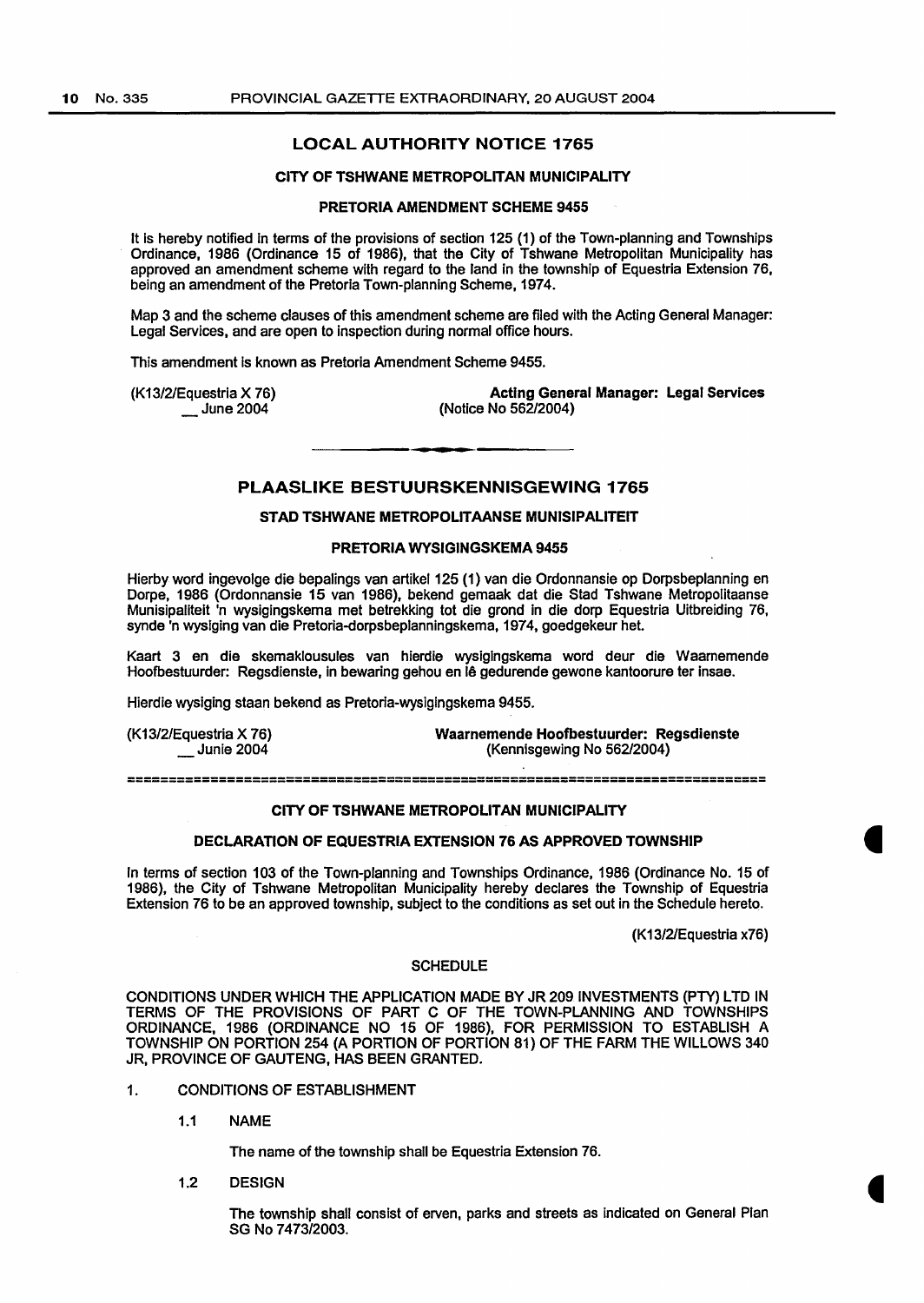## LOCAL AUTHORITY NOTICE 1765

### CITY OF TSHWANE METROPOLITAN MUNICIPALITY

### PRETORIA AMENDMENT SCHEME 9455

It is hereby notified in terms of the provisions of section 125 (1) of the Town-planning and Townships Ordinance, 1986 (Ordinance 15 of 1986), that the City of Tshwane Metropolitan Municipality has approved an amendment scheme with regard to the land in the township of Equestria Extension 76, being an amendment of the Pretoria Town-planning Scheme, 1974.

Map 3 and the scheme clauses of this amendment scheme are filed with the Acting General Manager: Legal Services, and are open to inspection during normal office hours.

This amendment is known as Pretoria Amendment Scheme 9455.

(K13/2/Equestria X 76)
__ June 2004

**Acting General Manager: Legal Services**
(Notice No 562/2004)

---

## PLAASLIKE BESTUURSKENNISGEWING 1765

### STAD TSHWANE METROPOLITAANSE MUNISIPALITEIT

### PRETORIA WYSIGINGSKEMA 9455

Hierby word ingevolge die bepalings van artikel 125 (1) van die Ordonnansie op Dorpsbeplanning en Dorpe, 1986 (Ordonnansie 15 van 1986), bekend gemaak dat die Stad Tshwane Metropolitaanse Munisipaliteit 'n wysigingskema met betrekking tot die grond in die dorp Equestria Uitbreiding 76, synde 'n wysiging van die Pretoria-dorpsbeplanningskema, 1974, goedgekeur het.

Kaart 3 en die skemaklousules van hierdie wysigingskema word deur die Waarnemende Hoofbestuurder: Regsdienste, in bewaring gehou en lê gedurende gewone kantoorure ter insae.

Hierdie wysiging staan bekend as Pretoria-wysigingskema 9455.

(K13/2/Equestria X 76)
__ Junie 2004

**Waarnemende Hoofbestuurder: Regsdienste**
(Kennisgewing No 562/2004)

---

### CITY OF TSHWANE METROPOLITAN MUNICIPALITY

### DECLARATION OF EQUESTRIA EXTENSION 76 AS APPROVED TOWNSHIP

In terms of section 103 of the Town-planning and Townships Ordinance, 1986 (Ordinance No. 15 of 1986), the City of Tshwane Metropolitan Municipality hereby declares the Township of Equestria Extension 76 to be an approved township, subject to the conditions as set out in the Schedule hereto.

(K13/2/Equestria x76)

### SCHEDULE

CONDITIONS UNDER WHICH THE APPLICATION MADE BY JR 209 INVESTMENTS (PTY) LTD IN TERMS OF THE PROVISIONS OF PART C OF THE TOWN-PLANNING AND TOWNSHIPS ORDINANCE, 1986 (ORDINANCE NO 15 OF 1986), FOR PERMISSION TO ESTABLISH A TOWNSHIP ON PORTION 254 (A PORTION OF PORTION 81) OF THE FARM THE WILLOWS 340 JR, PROVINCE OF GAUTENG, HAS BEEN GRANTED.

1. CONDITIONS OF ESTABLISHMENT

   1.1 NAME

   The name of the township shall be Equestria Extension 76.

   1.2 DESIGN

   The township shall consist of erven, parks and streets as indicated on General Plan SG No 7473/2003.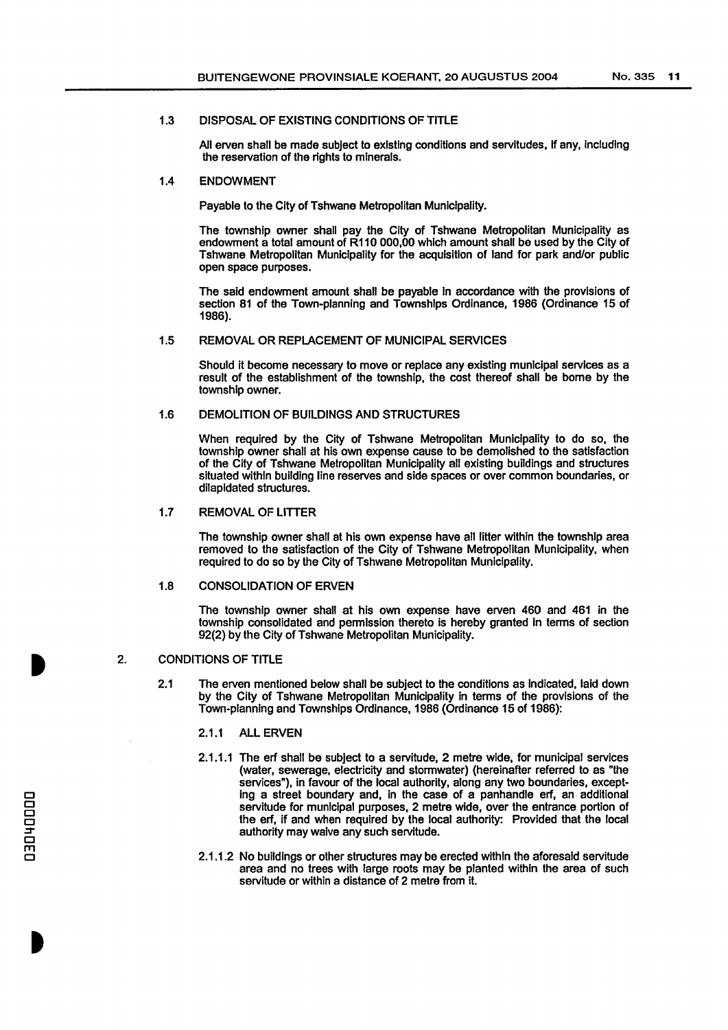### 1.3 DISPOSAL OF EXISTING CONDITIONS OF TITLE

All erven shall be made subject to existing conditions and servitudes, if any, including the reservation of the rights to minerals.

### 1.4 ENDOWMENT

Payable to the City of Tshwane Metropolitan Municipality.

The township owner shall pay the City of Tshwane Metropolitan Municipality as endowment a total amount of R110 000,00 which amount shall be used by the City of Tshwane Metropolitan Municipality for the acquisition of land for park and/or public open space purposes.

The said endowment amount shall be payable in accordance with the provisions of section 81 of the Town-planning and Townships Ordinance, 1986 (Ordinance 15 of 1986).

### 1.5 REMOVAL OR REPLACEMENT OF MUNICIPAL SERVICES

Should it become necessary to move or replace any existing municipal services as a result of the establishment of the township, the cost thereof shall be borne by the township owner.

### 1.6 DEMOLITION OF BUILDINGS AND STRUCTURES

When required by the City of Tshwane Metropolitan Municipality to do so, the township owner shall at his own expense cause to be demolished to the satisfaction of the City of Tshwane Metropolitan Municipality all existing buildings and structures situated within building line reserves and side spaces or over common boundaries, or dilapidated structures.

### 1.7 REMOVAL OF LITTER

The township owner shall at his own expense have all litter within the township area removed to the satisfaction of the City of Tshwane Metropolitan Municipality, when required to do so by the City of Tshwane Metropolitan Municipality.

### 1.8 CONSOLIDATION OF ERVEN

The township owner shall at his own expense have erven 460 and 461 in the township consolidated and permission thereto is hereby granted in terms of section 92(2) by the City of Tshwane Metropolitan Municipality.

## 2. CONDITIONS OF TITLE

2.1 The erven mentioned below shall be subject to the conditions as indicated, laid down by the City of Tshwane Metropolitan Municipality in terms of the provisions of the Town-planning and Townships Ordinance, 1986 (Ordinance 15 of 1986):

#### 2.1.1 ALL ERVEN

2.1.1.1 The erf shall be subject to a servitude, 2 metre wide, for municipal services (water, sewerage, electricity and stormwater) (hereinafter referred to as "the services"), in favour of the local authority, along any two boundaries, excepting a street boundary and, in the case of a panhandle erf, an additional servitude for municipal purposes, 2 metre wide, over the entrance portion of the erf, if and when required by the local authority: Provided that the local authority may waive any such servitude.

2.1.1.2 No buildings or other structures may be erected within the aforesaid servitude area and no trees with large roots may be planted within the area of such servitude or within a distance of 2 metre from it.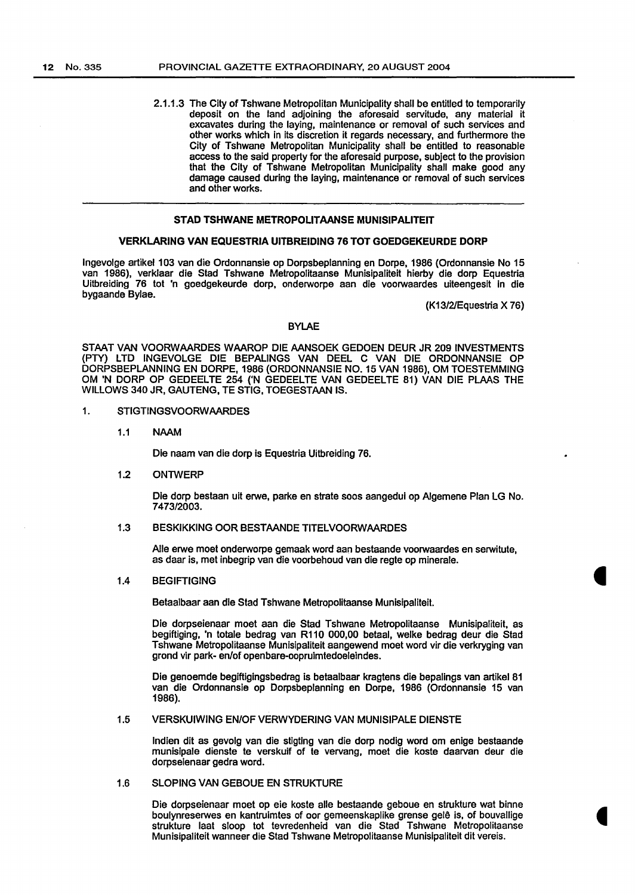2.1.1.3 The City of Tshwane Metropolitan Municipality shall be entitled to temporarily deposit on the land adjoining the aforesaid servitude, any material it excavates during the laying, maintenance or removal of such services and other works which in its discretion it regards necessary, and furthermore the City of Tshwane Metropolitan Municipality shall be entitled to reasonable access to the said property for the aforesaid purpose, subject to the provision that the City of Tshwane Metropolitan Municipality shall make good any damage caused during the laying, maintenance or removal of such services and other works.

---

## STAD TSHWANE METROPOLITAANSE MUNISIPALITEIT

### VERKLARING VAN EQUESTRIA UITBREIDING 76 TOT GOEDGEKEURDE DORP

Ingevolge artikel 103 van die Ordonnansie op Dorpsbeplanning en Dorpe, 1986 (Ordonnansie No 15 van 1986), verklaar die Stad Tshwane Metropolitaanse Munisipaliteit hierby die dorp Equestria Uitbreiding 76 tot 'n goedgekeurde dorp, onderworpe aan die voorwaardes uiteengesit in die bygaande Bylae.

(K13/2/Equestria X 76)

### BYLAE

STAAT VAN VOORWAARDES WAAROP DIE AANSOEK GEDOEN DEUR JR 209 INVESTMENTS (PTY) LTD INGEVOLGE DIE BEPALINGS VAN DEEL C VAN DIE ORDONNANSIE OP DORPSBEPLANNING EN DORPE, 1986 (ORDONNANSIE NO. 15 VAN 1986), OM TOESTEMMING OM 'N DORP OP GEDEELTE 254 ('N GEDEELTE VAN GEDEELTE 81) VAN DIE PLAAS THE WILLOWS 340 JR, GAUTENG, TE STIG, TOEGESTAAN IS.

1. STIGTINGSVOORWAARDES

   1.1 NAAM

   Die naam van die dorp is Equestria Uitbreiding 76.

   1.2 ONTWERP

   Die dorp bestaan uit erwe, parke en strate soos aangedui op Algemene Plan LG No. 7473/2003.

   1.3 BESKIKKING OOR BESTAANDE TITELVOORWAARDES

   Alle erwe moet onderworpe gemaak word aan bestaande voorwaardes en serwitute, as daar is, met inbegrip van die voorbehoud van die regte op minerale.

   1.4 BEGIFTIGING

   Betaalbaar aan die Stad Tshwane Metropolitaanse Munisipaliteit.

   Die dorpseienaar moet aan die Stad Tshwane Metropolitaanse Munisipaliteit, as begiftiging, 'n totale bedrag van R110 000,00 betaal, welke bedrag deur die Stad Tshwane Metropolitaanse Munisipaliteit aangewend moet word vir die verkryging van grond vir park- en/of openbare-oopruimtedoeleindes.

   Die genoemde begiftigingsbedrag is betaalbaar kragtens die bepalings van artikel 81 van die Ordonnansie op Dorpsbeplanning en Dorpe, 1986 (Ordonnansie 15 van 1986).

   1.5 VERSKUIWING EN/OF VERWYDERING VAN MUNISIPALE DIENSTE

   Indien dit as gevolg van die stigting van die dorp nodig word om enige bestaande munisipale dienste te verskuif of te vervang, moet die koste daarvan deur die dorpseienaar gedra word.

   1.6 SLOPING VAN GEBOUE EN STRUKTURE

   Die dorpseienaar moet op eie koste alle bestaande geboue en strukture wat binne boulynreserwes en kantruimtes of oor gemeenskaplike grense geleë is, of bouvallige strukture laat sloop tot tevredenheid van die Stad Tshwane Metropolitaanse Munisipaliteit wanneer die Stad Tshwane Metropolitaanse Munisipaliteit dit vereis.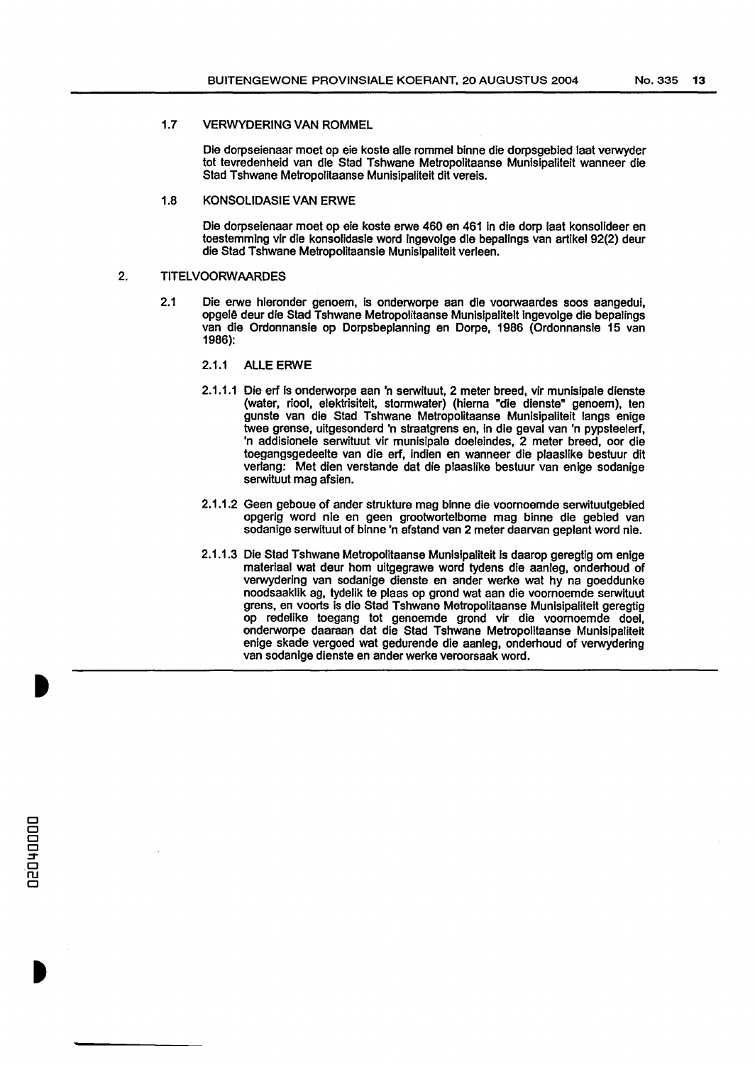1.7 VERWYDERING VAN ROMMEL

Die dorpseienaar moet op eie koste alle rommel binne die dorpsgebied laat verwyder tot tevredenheid van die Stad Tshwane Metropolitaanse Munisipaliteit wanneer die Stad Tshwane Metropolitaanse Munisipaliteit dit vereis.

1.8 KONSOLIDASIE VAN ERWE

Die dorpseienaar moet op eie koste erwe 460 en 461 in die dorp laat konsolideer en toestemming vir die konsolidasie word ingevolge die bepalings van artikel 92(2) deur die Stad Tshwane Metropolitaanse Munisipaliteit verleen.

2. TITELVOORWAARDES

2.1 Die erwe hieronder genoem, is onderworpe aan die voorwaardes soos aangedui, opgelê deur die Stad Tshwane Metropolitaanse Munisipaliteit ingevolge die bepalings van die Ordonnansie op Dorpsbeplanning en Dorpe, 1986 (Ordonnansie 15 van 1986):

2.1.1 ALLE ERWE

2.1.1.1 Die erf is onderworpe aan 'n serwituut, 2 meter breed, vir munisipale dienste (water, riool, elektrisiteit, stormwater) (hierna "die dienste" genoem), ten gunste van die Stad Tshwane Metropolitaanse Munisipaliteit langs enige twee grense, uitgesonderd 'n straatgrens en, in die geval van 'n pypsteelerf, 'n addisionele serwituut vir munisipale doeleindes, 2 meter breed, oor die toegangsgedeelte van die erf, indien en wanneer die plaaslike bestuur dit verlang: Met dien verstande dat die plaaslike bestuur van enige sodanige serwituut mag afsien.

2.1.1.2 Geen geboue of ander strukture mag binne die voornoemde serwituutgebied opgerig word nie en geen grootwortelbome mag binne die gebied van sodanige serwituut of binne 'n afstand van 2 meter daarvan geplant word nie.

2.1.1.3 Die Stad Tshwane Metropolitaanse Munisipaliteit is daarop geregtig om enige materiaal wat deur hom uitgegrawe word tydens die aanleg, onderhoud of verwydering van sodanige dienste en ander werke wat hy na goeddunke noodsaaklik ag, tydelik te plaas op grond wat aan die voornoemde serwituut grens, en voorts is die Stad Tshwane Metropolitaanse Munisipaliteit geregtig op redelike toegang tot genoemde grond vir die voornoemde doel, onderworpe daaraan dat die Stad Tshwane Metropolitaanse Munisipaliteit enige skade vergoed wat gedurende die aanleg, onderhoud of verwydering van sodanige dienste en ander werke veroorsaak word.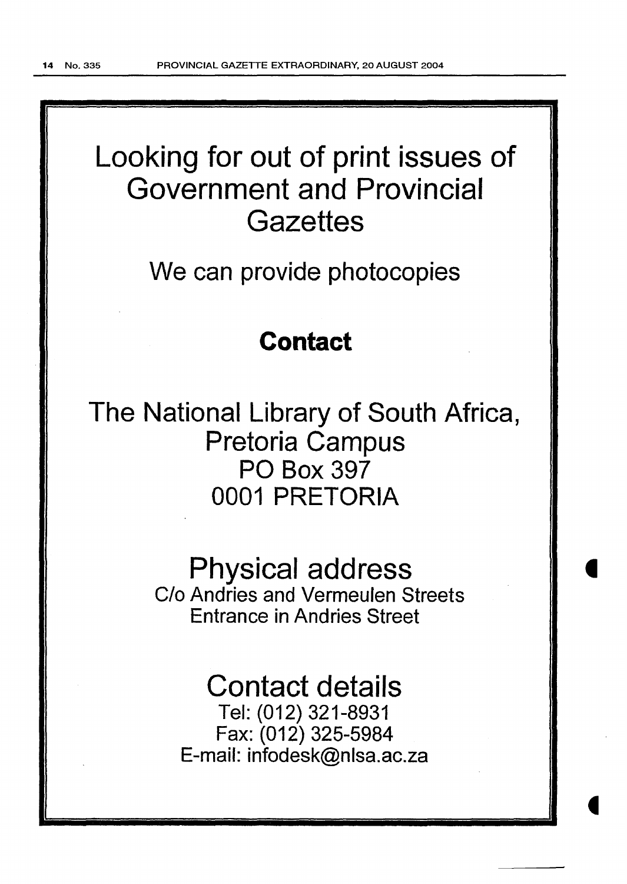# Looking for out of print issues of Government and Provincial Gazettes

## We can provide photocopies

## **Contact**

## The National Library of South Africa, Pretoria Campus
## PO Box 397
## 0001 PRETORIA

## Physical address

C/o Andries and Vermeulen Streets
Entrance in Andries Street

## Contact details

Tel: (012) 321-8931
Fax: (012) 325-5984
E-mail: infodesk@nlsa.ac.za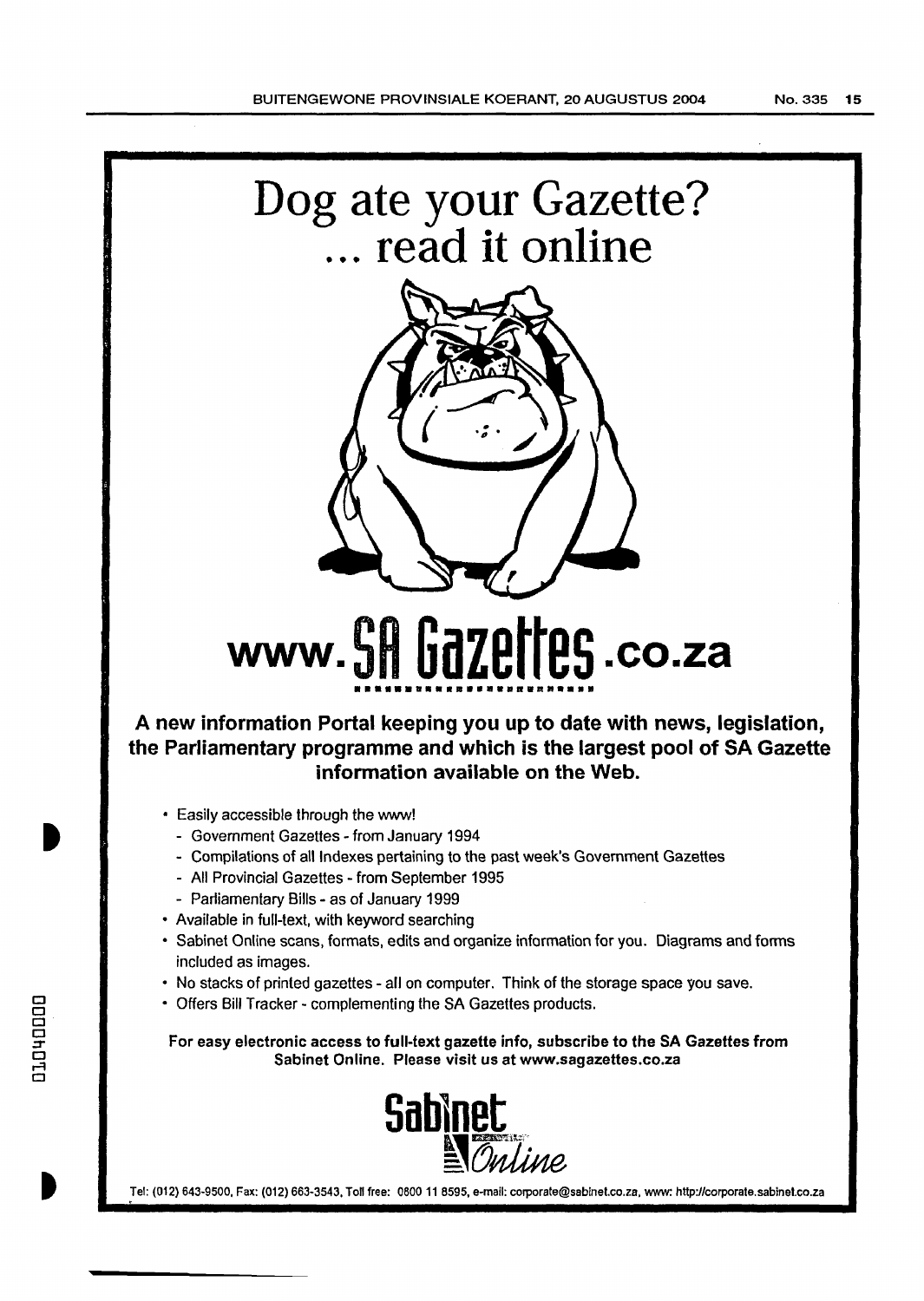# Dog ate your Gazette?
# ... read it online

# www.SA Gazettes.co.za

**A new information Portal keeping you up to date with news, legislation, the Parliamentary programme and which is the largest pool of SA Gazette information available on the Web.**

- Easily accessible through the www!
  - Government Gazettes - from January 1994
  - Compilations of all Indexes pertaining to the past week's Government Gazettes
  - All Provincial Gazettes - from September 1995
  - Parliamentary Bills - as of January 1999
- Available in full-text, with keyword searching
- Sabinet Online scans, formats, edits and organize information for you. Diagrams and forms included as images.
- No stacks of printed gazettes - all on computer. Think of the storage space you save.
- Offers Bill Tracker - complementing the SA Gazettes products.

**For easy electronic access to full-text gazette info, subscribe to the SA Gazettes from Sabinet Online. Please visit us at www.sagazettes.co.za**

**Sabinet Online**

Tel: (012) 643-9500, Fax: (012) 663-3543, Toll free: 0800 11 8595, e-mail: corporate@sabinet.co.za, www: http://corporate.sabinet.co.za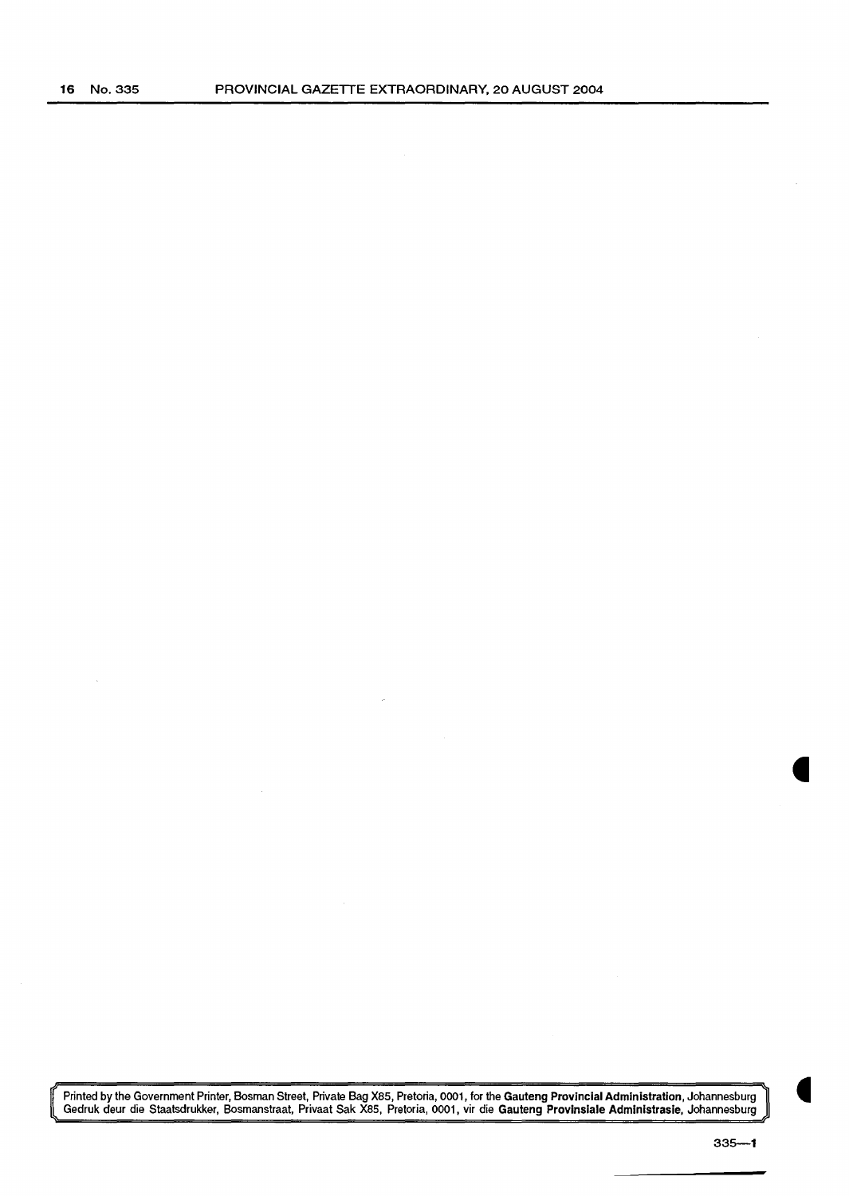Printed by the Government Printer, Bosman Street, Private Bag X85, Pretoria, 0001, for the **Gauteng Provincial Administration**, Johannesburg
Gedruk deur die Staatsdrukker, Bosmanstraat, Privaat Sak X85, Pretoria, 0001, vir die **Gauteng Provinsiale Administrasie**, Johannesburg

335—1